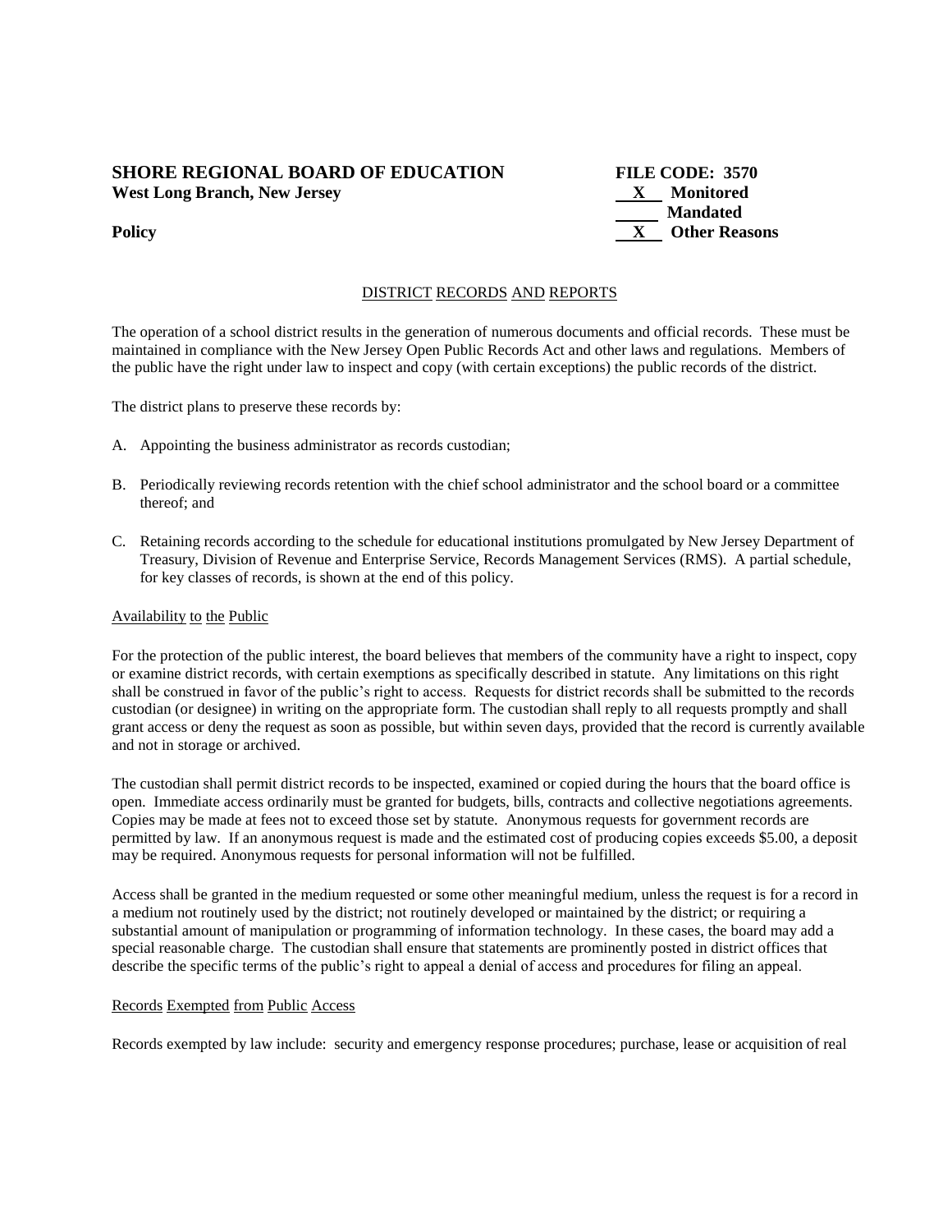**SHORE REGIONAL BOARD OF EDUCATION** **FILE CODE: 3570**
**West Long Branch, New Jersey**

**X Monitored**
**Mandated**
**Policy** **X Other Reasons**

DISTRICT RECORDS AND REPORTS

The operation of a school district results in the generation of numerous documents and official records. These must be maintained in compliance with the New Jersey Open Public Records Act and other laws and regulations. Members of the public have the right under law to inspect and copy (with certain exceptions) the public records of the district.

The district plans to preserve these records by:

A. Appointing the business administrator as records custodian;

B. Periodically reviewing records retention with the chief school administrator and the school board or a committee thereof; and

C. Retaining records according to the schedule for educational institutions promulgated by New Jersey Department of Treasury, Division of Revenue and Enterprise Service, Records Management Services (RMS). A partial schedule, for key classes of records, is shown at the end of this policy.

Availability to the Public

For the protection of the public interest, the board believes that members of the community have a right to inspect, copy or examine district records, with certain exemptions as specifically described in statute. Any limitations on this right shall be construed in favor of the public's right to access. Requests for district records shall be submitted to the records custodian (or designee) in writing on the appropriate form. The custodian shall reply to all requests promptly and shall grant access or deny the request as soon as possible, but within seven days, provided that the record is currently available and not in storage or archived.

The custodian shall permit district records to be inspected, examined or copied during the hours that the board office is open. Immediate access ordinarily must be granted for budgets, bills, contracts and collective negotiations agreements. Copies may be made at fees not to exceed those set by statute. Anonymous requests for government records are permitted by law. If an anonymous request is made and the estimated cost of producing copies exceeds $5.00, a deposit may be required. Anonymous requests for personal information will not be fulfilled.

Access shall be granted in the medium requested or some other meaningful medium, unless the request is for a record in a medium not routinely used by the district; not routinely developed or maintained by the district; or requiring a substantial amount of manipulation or programming of information technology. In these cases, the board may add a special reasonable charge. The custodian shall ensure that statements are prominently posted in district offices that describe the specific terms of the public's right to appeal a denial of access and procedures for filing an appeal.

Records Exempted from Public Access

Records exempted by law include: security and emergency response procedures; purchase, lease or acquisition of real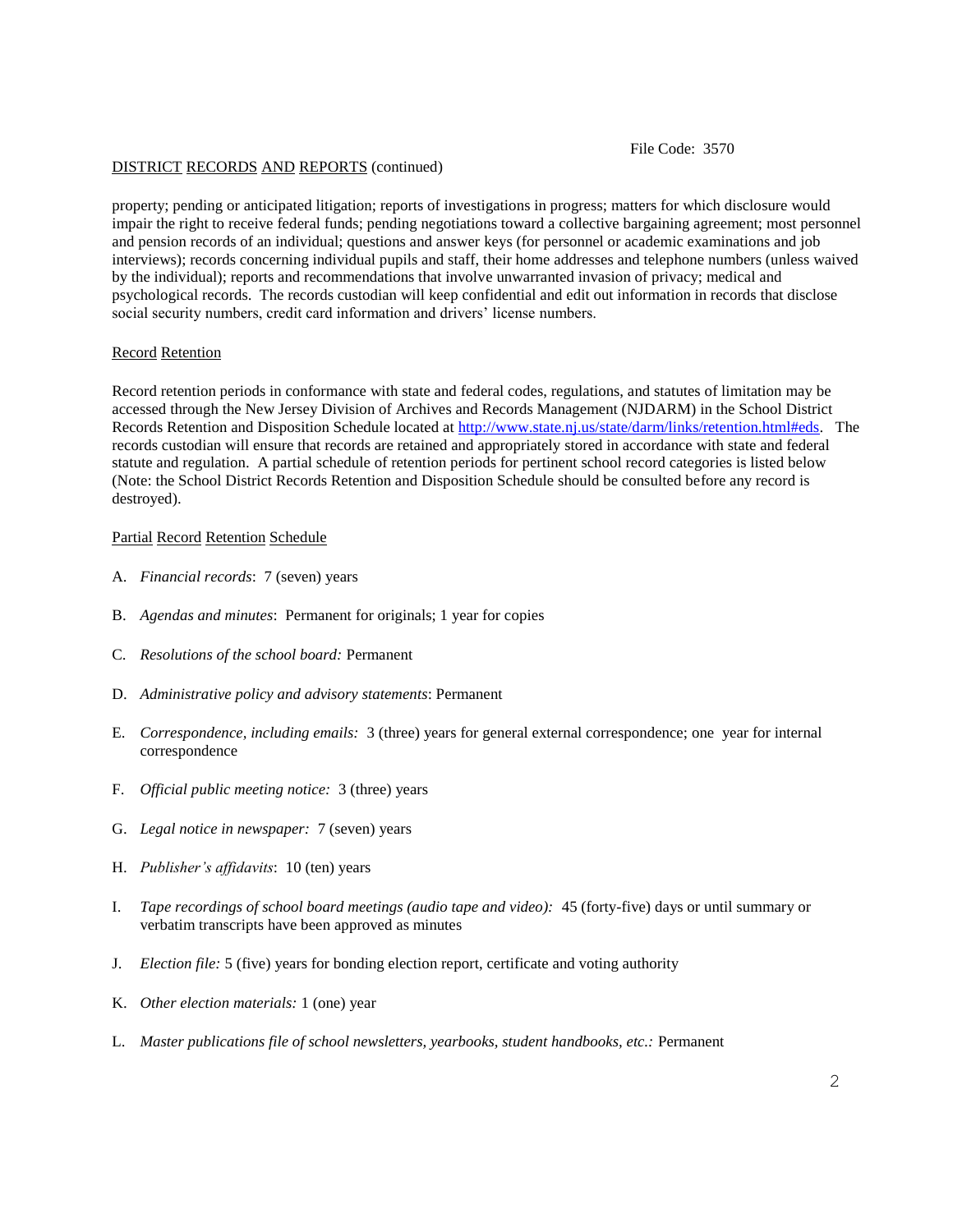property; pending or anticipated litigation; reports of investigations in progress; matters for which disclosure would impair the right to receive federal funds; pending negotiations toward a collective bargaining agreement; most personnel and pension records of an individual; questions and answer keys (for personnel or academic examinations and job interviews); records concerning individual pupils and staff, their home addresses and telephone numbers (unless waived by the individual); reports and recommendations that involve unwarranted invasion of privacy; medical and psychological records. The records custodian will keep confidential and edit out information in records that disclose social security numbers, credit card information and drivers' license numbers.

## Record Retention

Record retention periods in conformance with state and federal codes, regulations, and statutes of limitation may be accessed through the New Jersey Division of Archives and Records Management (NJDARM) in the School District Records Retention and Disposition Schedule located at [http://www.state.nj.us/state/darm/links/retention.html#eds](http://www.state.nj.us/state/darm/links/retention.html#eds). The records custodian will ensure that records are retained and appropriately stored in accordance with state and federal statute and regulation. A partial schedule of retention periods for pertinent school record categories is listed below (Note: the School District Records Retention and Disposition Schedule should be consulted before any record is destroyed).

## Partial Record Retention Schedule

A. *Financial records*: 7 (seven) years

B. *Agendas and minutes*: Permanent for originals; 1 year for copies

C. *Resolutions of the school board:* Permanent

D. *Administrative policy and advisory statements*: Permanent

E. *Correspondence, including emails:* 3 (three) years for general external correspondence; one year for internal correspondence

F. *Official public meeting notice:* 3 (three) years

G. *Legal notice in newspaper:* 7 (seven) years

H. *Publisher's affidavits*: 10 (ten) years

I. *Tape recordings of school board meetings (audio tape and video):* 45 (forty-five) days or until summary or verbatim transcripts have been approved as minutes

J. *Election file:* 5 (five) years for bonding election report, certificate and voting authority

K. *Other election materials:* 1 (one) year

L. *Master publications file of school newsletters, yearbooks, student handbooks, etc.:* Permanent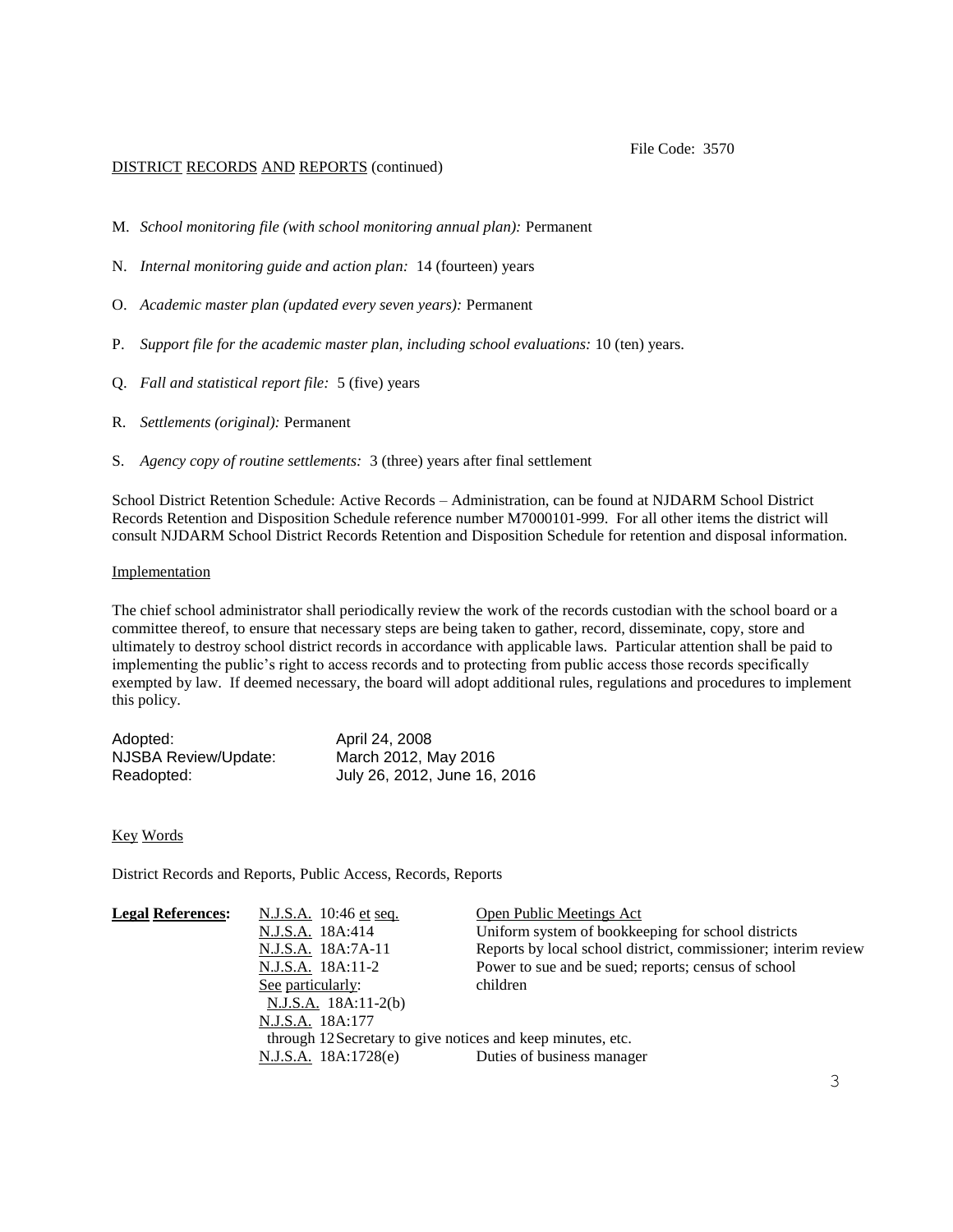File Code: 3570

DISTRICT RECORDS AND REPORTS (continued)

M. *School monitoring file (with school monitoring annual plan):* Permanent

N. *Internal monitoring guide and action plan:* 14 (fourteen) years

O. *Academic master plan (updated every seven years):* Permanent

P. *Support file for the academic master plan, including school evaluations:* 10 (ten) years.

Q. *Fall and statistical report file:* 5 (five) years

R. *Settlements (original):* Permanent

S. *Agency copy of routine settlements:* 3 (three) years after final settlement

School District Retention Schedule: Active Records – Administration, can be found at NJDARM School District Records Retention and Disposition Schedule reference number M7000101-999. For all other items the district will consult NJDARM School District Records Retention and Disposition Schedule for retention and disposal information.

Implementation

The chief school administrator shall periodically review the work of the records custodian with the school board or a committee thereof, to ensure that necessary steps are being taken to gather, record, disseminate, copy, store and ultimately to destroy school district records in accordance with applicable laws. Particular attention shall be paid to implementing the public's right to access records and to protecting from public access those records specifically exempted by law. If deemed necessary, the board will adopt additional rules, regulations and procedures to implement this policy.

| | |
|---|---|
| Adopted: | April 24, 2008 |
| NJSBA Review/Update: | March 2012, May 2016 |
| Readopted: | July 26, 2012, June 16, 2016 |

Key Words

District Records and Reports, Public Access, Records, Reports

| | | |
|---|---|---|
| **Legal References:** | N.J.S.A. 10:46 et seq. | Open Public Meetings Act |
| | N.J.S.A. 18A:414 | Uniform system of bookkeeping for school districts |
| | N.J.S.A. 18A:7A-11 | Reports by local school district, commissioner; interim review |
| | N.J.S.A. 18A:11-2 | Power to sue and be sued; reports; census of school children |
| | See particularly: N.J.S.A. 18A:11-2(b) | |
| | N.J.S.A. 18A:177 through 12 | Secretary to give notices and keep minutes, etc. |
| | N.J.S.A. 18A:1728(e) | Duties of business manager |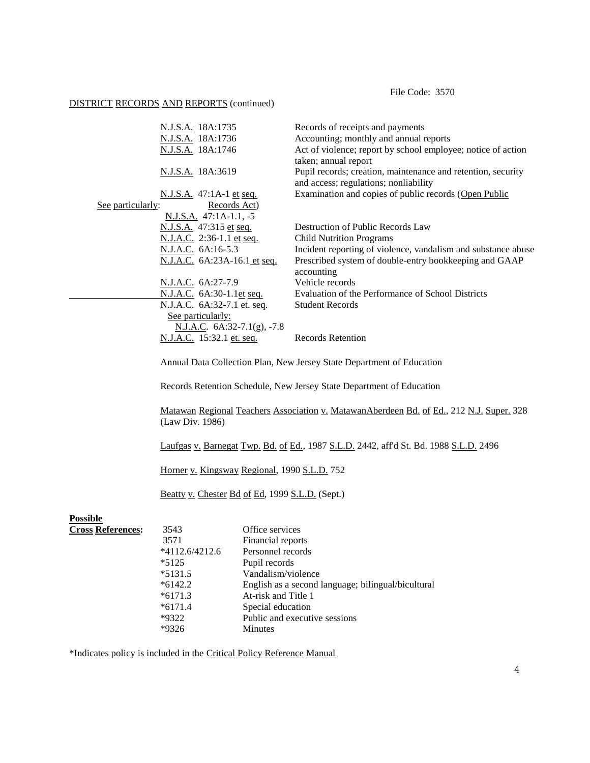File Code: 3570

DISTRICT RECORDS AND REPORTS (continued)

| | |
|---|---|
| N.J.S.A. 18A:1735 | Records of receipts and payments |
| N.J.S.A. 18A:1736 | Accounting; monthly and annual reports |
| N.J.S.A. 18A:1746 | Act of violence; report by school employee; notice of action taken; annual report |
| N.J.S.A. 18A:3619 | Pupil records; creation, maintenance and retention, security and access; regulations; nonliability |
| N.J.S.A. 47:1A-1 et seq. See particularly: N.J.S.A. 47:1A-1.1, -5 | Examination and copies of public records (Open Public Records Act) |
| N.J.S.A. 47:315 et seq. | Destruction of Public Records Law |
| N.J.A.C. 2:36-1.1 et seq. | Child Nutrition Programs |
| N.J.A.C. 6A:16-5.3 | Incident reporting of violence, vandalism and substance abuse |
| N.J.A.C. 6A:23A-16.1 et seq. | Prescribed system of double-entry bookkeeping and GAAP accounting |
| N.J.A.C. 6A:27-7.9 | Vehicle records |
| N.J.A.C. 6A:30-1.1et seq. | Evaluation of the Performance of School Districts |
| N.J.A.C. 6A:32-7.1 et. seq. See particularly: N.J.A.C. 6A:32-7.1(g), -7.8 | Student Records |
| N.J.A.C. 15:32.1 et. seq. | Records Retention |

Annual Data Collection Plan, New Jersey State Department of Education

Records Retention Schedule, New Jersey State Department of Education

Matawan Regional Teachers Association v. MatawanAberdeen Bd. of Ed., 212 N.J. Super. 328 (Law Div. 1986)

Laufgas v. Barnegat Twp. Bd. of Ed., 1987 S.L.D. 2442, aff'd St. Bd. 1988 S.L.D. 2496

Horner v. Kingsway Regional, 1990 S.L.D. 752

Beatty v. Chester Bd of Ed, 1999 S.L.D. (Sept.)

**Possible Cross References:**

| | |
|---|---|
| 3543 | Office services |
| 3571 | Financial reports |
| *4112.6/4212.6 | Personnel records |
| *5125 | Pupil records |
| *5131.5 | Vandalism/violence |
| *6142.2 | English as a second language; bilingual/bicultural |
| *6171.3 | At-risk and Title 1 |
| *6171.4 | Special education |
| *9322 | Public and executive sessions |
| *9326 | Minutes |

*Indicates policy is included in the Critical Policy Reference Manual